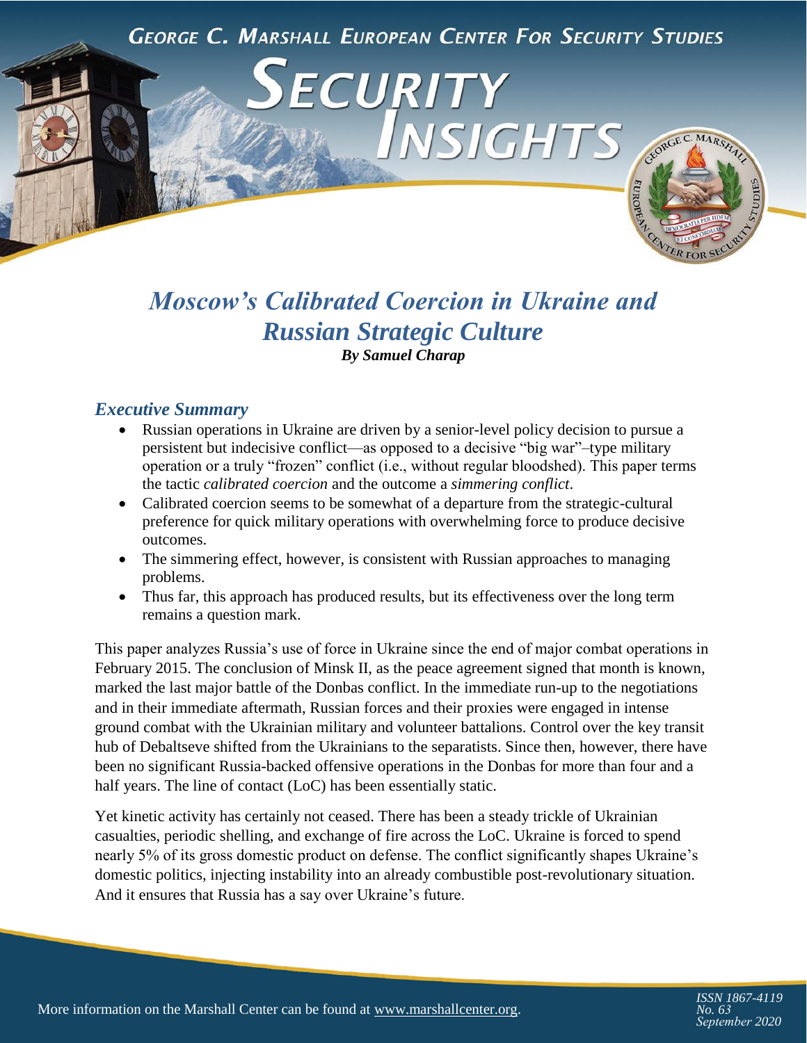GEORGE C. MARSHALL EUROPEAN CENTER FOR SECURITY STUDIES

# SECURITY INSIGHTS

## *Moscow's Calibrated Coercion in Ukraine and Russian Strategic Culture*

***By Samuel Charap***

### *Executive Summary*

- Russian operations in Ukraine are driven by a senior-level policy decision to pursue a persistent but indecisive conflict—as opposed to a decisive "big war"–type military operation or a truly "frozen" conflict (i.e., without regular bloodshed). This paper terms the tactic *calibrated coercion* and the outcome a *simmering conflict*.
- Calibrated coercion seems to be somewhat of a departure from the strategic-cultural preference for quick military operations with overwhelming force to produce decisive outcomes.
- The simmering effect, however, is consistent with Russian approaches to managing problems.
- Thus far, this approach has produced results, but its effectiveness over the long term remains a question mark.

This paper analyzes Russia's use of force in Ukraine since the end of major combat operations in February 2015. The conclusion of Minsk II, as the peace agreement signed that month is known, marked the last major battle of the Donbas conflict. In the immediate run-up to the negotiations and in their immediate aftermath, Russian forces and their proxies were engaged in intense ground combat with the Ukrainian military and volunteer battalions. Control over the key transit hub of Debaltseve shifted from the Ukrainians to the separatists. Since then, however, there have been no significant Russia-backed offensive operations in the Donbas for more than four and a half years. The line of contact (LoC) has been essentially static.

Yet kinetic activity has certainly not ceased. There has been a steady trickle of Ukrainian casualties, periodic shelling, and exchange of fire across the LoC. Ukraine is forced to spend nearly 5% of its gross domestic product on defense. The conflict significantly shapes Ukraine's domestic politics, injecting instability into an already combustible post-revolutionary situation. And it ensures that Russia has a say over Ukraine's future.

More information on the Marshall Center can be found at www.marshallcenter.org.

*ISSN 1867-4119*
*No. 63*
*September 2020*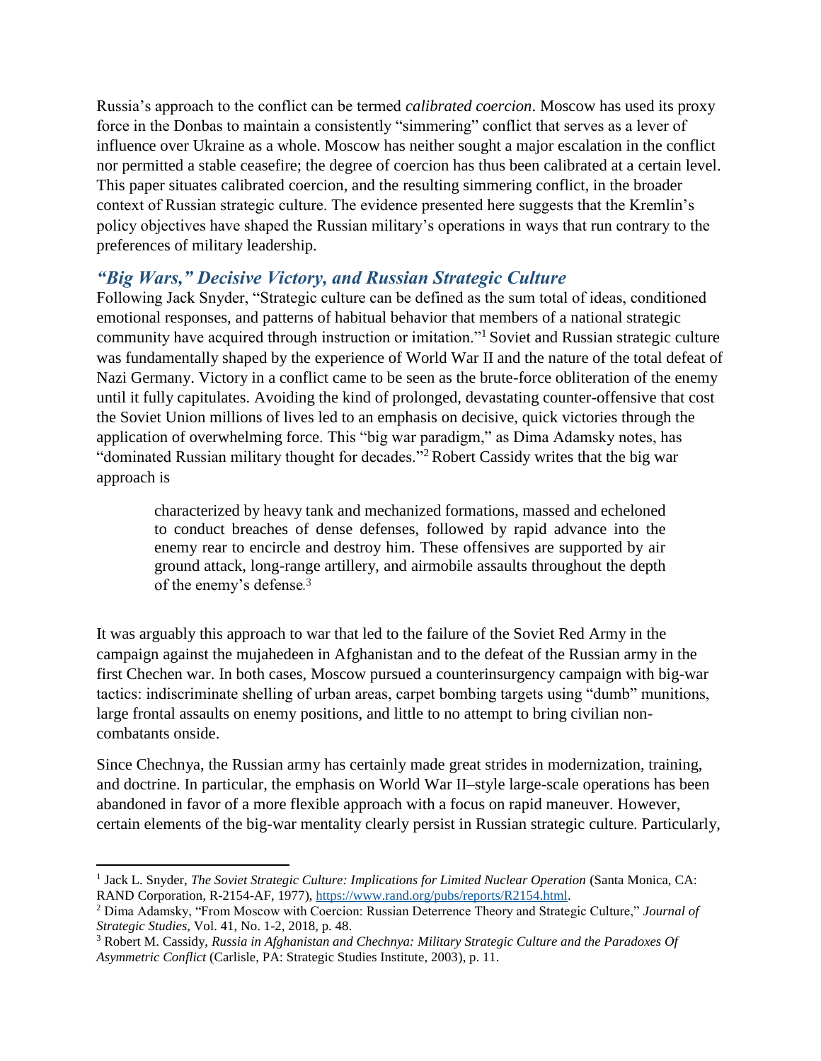Russia's approach to the conflict can be termed *calibrated coercion*. Moscow has used its proxy force in the Donbas to maintain a consistently "simmering" conflict that serves as a lever of influence over Ukraine as a whole. Moscow has neither sought a major escalation in the conflict nor permitted a stable ceasefire; the degree of coercion has thus been calibrated at a certain level. This paper situates calibrated coercion, and the resulting simmering conflict, in the broader context of Russian strategic culture. The evidence presented here suggests that the Kremlin's policy objectives have shaped the Russian military's operations in ways that run contrary to the preferences of military leadership.

## *"Big Wars," Decisive Victory, and Russian Strategic Culture*

Following Jack Snyder, "Strategic culture can be defined as the sum total of ideas, conditioned emotional responses, and patterns of habitual behavior that members of a national strategic community have acquired through instruction or imitation."[1] Soviet and Russian strategic culture was fundamentally shaped by the experience of World War II and the nature of the total defeat of Nazi Germany. Victory in a conflict came to be seen as the brute-force obliteration of the enemy until it fully capitulates. Avoiding the kind of prolonged, devastating counter-offensive that cost the Soviet Union millions of lives led to an emphasis on decisive, quick victories through the application of overwhelming force. This "big war paradigm," as Dima Adamsky notes, has "dominated Russian military thought for decades."[2] Robert Cassidy writes that the big war approach is

> characterized by heavy tank and mechanized formations, massed and echeloned to conduct breaches of dense defenses, followed by rapid advance into the enemy rear to encircle and destroy him. These offensives are supported by air ground attack, long-range artillery, and airmobile assaults throughout the depth of the enemy's defense.[3]

It was arguably this approach to war that led to the failure of the Soviet Red Army in the campaign against the mujahedeen in Afghanistan and to the defeat of the Russian army in the first Chechen war. In both cases, Moscow pursued a counterinsurgency campaign with big-war tactics: indiscriminate shelling of urban areas, carpet bombing targets using "dumb" munitions, large frontal assaults on enemy positions, and little to no attempt to bring civilian non-combatants onside.

Since Chechnya, the Russian army has certainly made great strides in modernization, training, and doctrine. In particular, the emphasis on World War II–style large-scale operations has been abandoned in favor of a more flexible approach with a focus on rapid maneuver. However, certain elements of the big-war mentality clearly persist in Russian strategic culture. Particularly,

---

[1] Jack L. Snyder, *The Soviet Strategic Culture: Implications for Limited Nuclear Operation* (Santa Monica, CA: RAND Corporation, R-2154-AF, 1977), https://www.rand.org/pubs/reports/R2154.html.

[2] Dima Adamsky, "From Moscow with Coercion: Russian Deterrence Theory and Strategic Culture," *Journal of Strategic Studies*, Vol. 41, No. 1-2, 2018, p. 48.

[3] Robert M. Cassidy, *Russia in Afghanistan and Chechnya: Military Strategic Culture and the Paradoxes Of Asymmetric Conflict* (Carlisle, PA: Strategic Studies Institute, 2003), p. 11.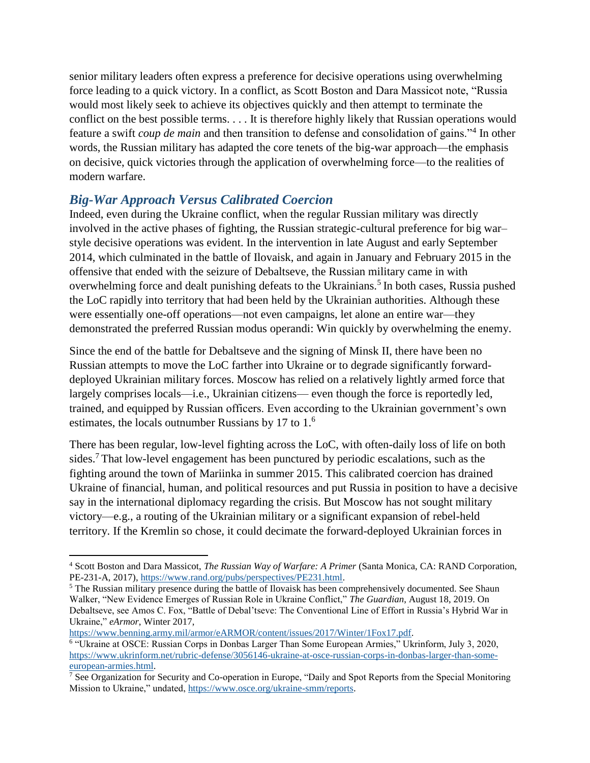senior military leaders often express a preference for decisive operations using overwhelming force leading to a quick victory. In a conflict, as Scott Boston and Dara Massicot note, "Russia would most likely seek to achieve its objectives quickly and then attempt to terminate the conflict on the best possible terms. . . . It is therefore highly likely that Russian operations would feature a swift *coup de main* and then transition to defense and consolidation of gains."[4] In other words, the Russian military has adapted the core tenets of the big-war approach—the emphasis on decisive, quick victories through the application of overwhelming force—to the realities of modern warfare.

## *Big-War Approach Versus Calibrated Coercion*

Indeed, even during the Ukraine conflict, when the regular Russian military was directly involved in the active phases of fighting, the Russian strategic-cultural preference for big war–style decisive operations was evident. In the intervention in late August and early September 2014, which culminated in the battle of Ilovaisk, and again in January and February 2015 in the offensive that ended with the seizure of Debaltseve, the Russian military came in with overwhelming force and dealt punishing defeats to the Ukrainians.[5] In both cases, Russia pushed the LoC rapidly into territory that had been held by the Ukrainian authorities. Although these were essentially one-off operations—not even campaigns, let alone an entire war—they demonstrated the preferred Russian modus operandi: Win quickly by overwhelming the enemy.

Since the end of the battle for Debaltseve and the signing of Minsk II, there have been no Russian attempts to move the LoC farther into Ukraine or to degrade significantly forward-deployed Ukrainian military forces. Moscow has relied on a relatively lightly armed force that largely comprises locals—i.e., Ukrainian citizens— even though the force is reportedly led, trained, and equipped by Russian officers. Even according to the Ukrainian government's own estimates, the locals outnumber Russians by 17 to 1.[6]

There has been regular, low-level fighting across the LoC, with often-daily loss of life on both sides.[7] That low-level engagement has been punctured by periodic escalations, such as the fighting around the town of Mariinka in summer 2015. This calibrated coercion has drained Ukraine of financial, human, and political resources and put Russia in position to have a decisive say in the international diplomacy regarding the crisis. But Moscow has not sought military victory—e.g., a routing of the Ukrainian military or a significant expansion of rebel-held territory. If the Kremlin so chose, it could decimate the forward-deployed Ukrainian forces in

---

[4] Scott Boston and Dara Massicot, *The Russian Way of Warfare: A Primer* (Santa Monica, CA: RAND Corporation, PE-231-A, 2017), https://www.rand.org/pubs/perspectives/PE231.html.

[5] The Russian military presence during the battle of Ilovaisk has been comprehensively documented. See Shaun Walker, "New Evidence Emerges of Russian Role in Ukraine Conflict," *The Guardian*, August 18, 2019. On Debaltseve, see Amos C. Fox, "Battle of Debal'tseve: The Conventional Line of Effort in Russia's Hybrid War in Ukraine," *eArmor*, Winter 2017, https://www.benning.army.mil/armor/eARMOR/content/issues/2017/Winter/1Fox17.pdf.

[6] "Ukraine at OSCE: Russian Corps in Donbas Larger Than Some European Armies," Ukrinform, July 3, 2020, https://www.ukrinform.net/rubric-defense/3056146-ukraine-at-osce-russian-corps-in-donbas-larger-than-some-european-armies.html.

[7] See Organization for Security and Co-operation in Europe, "Daily and Spot Reports from the Special Monitoring Mission to Ukraine," undated, https://www.osce.org/ukraine-smm/reports.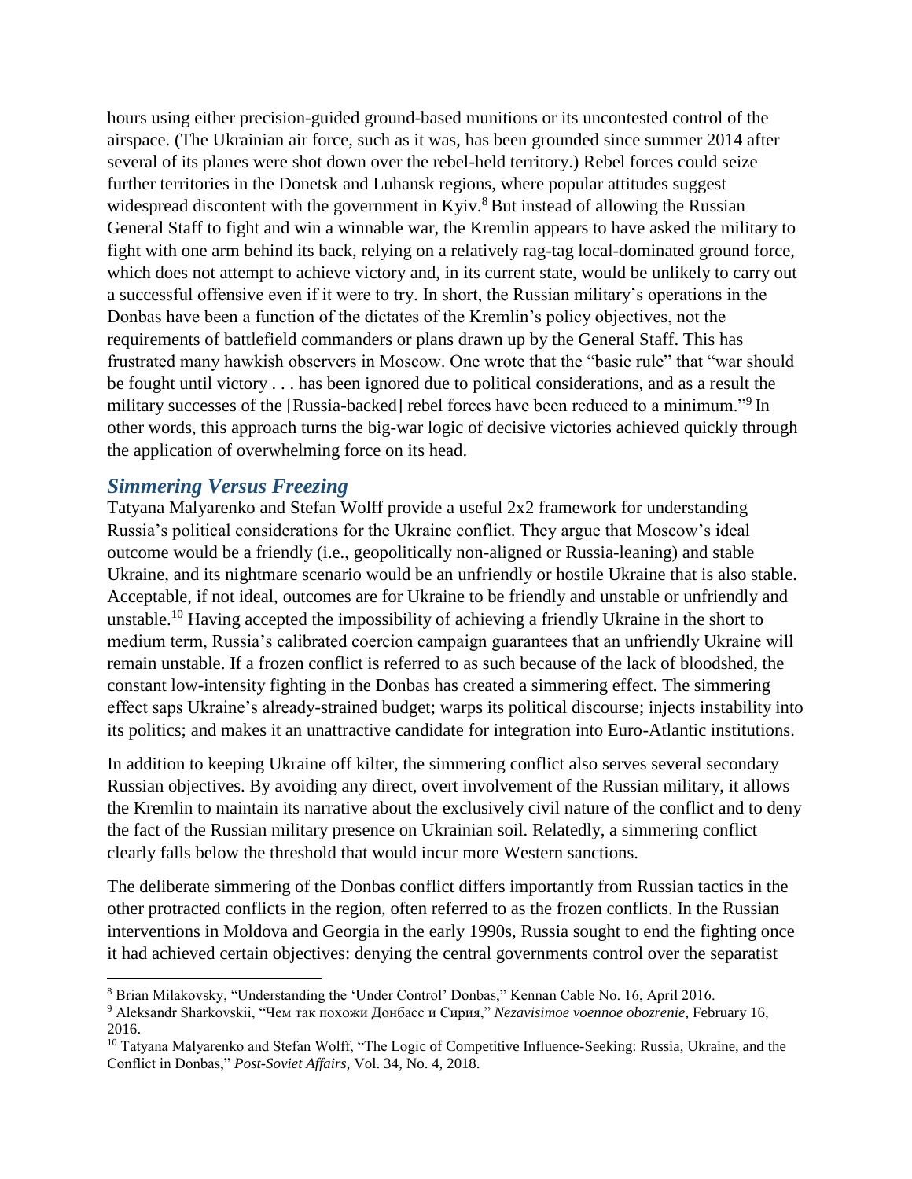hours using either precision-guided ground-based munitions or its uncontested control of the airspace. (The Ukrainian air force, such as it was, has been grounded since summer 2014 after several of its planes were shot down over the rebel-held territory.) Rebel forces could seize further territories in the Donetsk and Luhansk regions, where popular attitudes suggest widespread discontent with the government in Kyiv.[8] But instead of allowing the Russian General Staff to fight and win a winnable war, the Kremlin appears to have asked the military to fight with one arm behind its back, relying on a relatively rag-tag local-dominated ground force, which does not attempt to achieve victory and, in its current state, would be unlikely to carry out a successful offensive even if it were to try. In short, the Russian military's operations in the Donbas have been a function of the dictates of the Kremlin's policy objectives, not the requirements of battlefield commanders or plans drawn up by the General Staff. This has frustrated many hawkish observers in Moscow. One wrote that the "basic rule" that "war should be fought until victory . . . has been ignored due to political considerations, and as a result the military successes of the [Russia-backed] rebel forces have been reduced to a minimum."[9] In other words, this approach turns the big-war logic of decisive victories achieved quickly through the application of overwhelming force on its head.

## *Simmering Versus Freezing*

Tatyana Malyarenko and Stefan Wolff provide a useful 2x2 framework for understanding Russia's political considerations for the Ukraine conflict. They argue that Moscow's ideal outcome would be a friendly (i.e., geopolitically non-aligned or Russia-leaning) and stable Ukraine, and its nightmare scenario would be an unfriendly or hostile Ukraine that is also stable. Acceptable, if not ideal, outcomes are for Ukraine to be friendly and unstable or unfriendly and unstable.[10] Having accepted the impossibility of achieving a friendly Ukraine in the short to medium term, Russia's calibrated coercion campaign guarantees that an unfriendly Ukraine will remain unstable. If a frozen conflict is referred to as such because of the lack of bloodshed, the constant low-intensity fighting in the Donbas has created a simmering effect. The simmering effect saps Ukraine's already-strained budget; warps its political discourse; injects instability into its politics; and makes it an unattractive candidate for integration into Euro-Atlantic institutions.

In addition to keeping Ukraine off kilter, the simmering conflict also serves several secondary Russian objectives. By avoiding any direct, overt involvement of the Russian military, it allows the Kremlin to maintain its narrative about the exclusively civil nature of the conflict and to deny the fact of the Russian military presence on Ukrainian soil. Relatedly, a simmering conflict clearly falls below the threshold that would incur more Western sanctions.

The deliberate simmering of the Donbas conflict differs importantly from Russian tactics in the other protracted conflicts in the region, often referred to as the frozen conflicts. In the Russian interventions in Moldova and Georgia in the early 1990s, Russia sought to end the fighting once it had achieved certain objectives: denying the central governments control over the separatist

---

[8] Brian Milakovsky, "Understanding the 'Under Control' Donbas," Kennan Cable No. 16, April 2016.

[9] Aleksandr Sharkovskii, "Чем так похожи Донбасс и Сирия," *Nezavisimoe voennoe obozrenie*, February 16, 2016.

[10] Tatyana Malyarenko and Stefan Wolff, "The Logic of Competitive Influence-Seeking: Russia, Ukraine, and the Conflict in Donbas," *Post-Soviet Affairs*, Vol. 34, No. 4, 2018.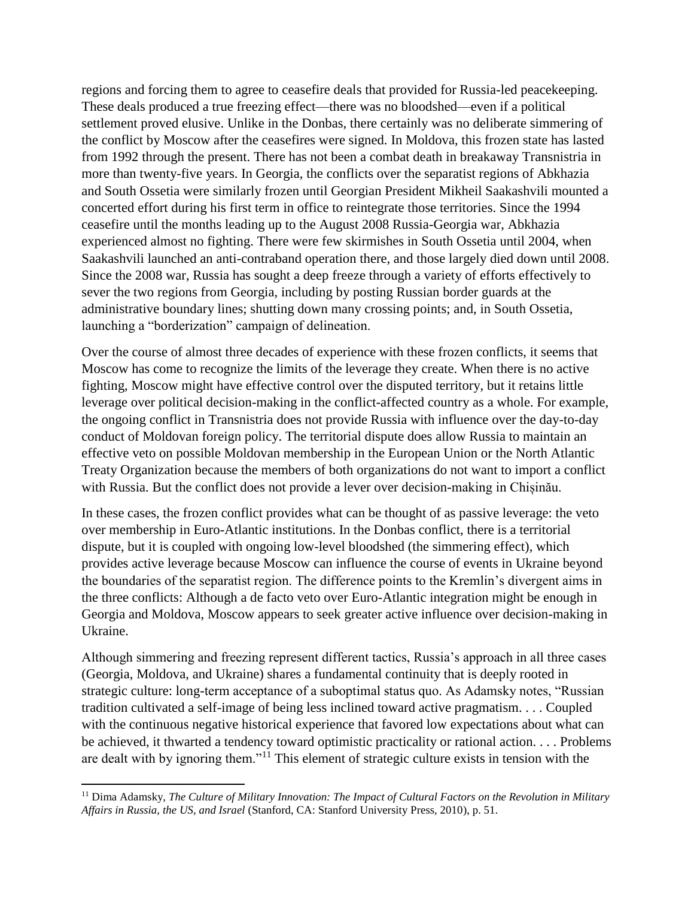regions and forcing them to agree to ceasefire deals that provided for Russia-led peacekeeping. These deals produced a true freezing effect—there was no bloodshed—even if a political settlement proved elusive. Unlike in the Donbas, there certainly was no deliberate simmering of the conflict by Moscow after the ceasefires were signed. In Moldova, this frozen state has lasted from 1992 through the present. There has not been a combat death in breakaway Transnistria in more than twenty-five years. In Georgia, the conflicts over the separatist regions of Abkhazia and South Ossetia were similarly frozen until Georgian President Mikheil Saakashvili mounted a concerted effort during his first term in office to reintegrate those territories. Since the 1994 ceasefire until the months leading up to the August 2008 Russia-Georgia war, Abkhazia experienced almost no fighting. There were few skirmishes in South Ossetia until 2004, when Saakashvili launched an anti-contraband operation there, and those largely died down until 2008. Since the 2008 war, Russia has sought a deep freeze through a variety of efforts effectively to sever the two regions from Georgia, including by posting Russian border guards at the administrative boundary lines; shutting down many crossing points; and, in South Ossetia, launching a "borderization" campaign of delineation.

Over the course of almost three decades of experience with these frozen conflicts, it seems that Moscow has come to recognize the limits of the leverage they create. When there is no active fighting, Moscow might have effective control over the disputed territory, but it retains little leverage over political decision-making in the conflict-affected country as a whole. For example, the ongoing conflict in Transnistria does not provide Russia with influence over the day-to-day conduct of Moldovan foreign policy. The territorial dispute does allow Russia to maintain an effective veto on possible Moldovan membership in the European Union or the North Atlantic Treaty Organization because the members of both organizations do not want to import a conflict with Russia. But the conflict does not provide a lever over decision-making in Chișinău.

In these cases, the frozen conflict provides what can be thought of as passive leverage: the veto over membership in Euro-Atlantic institutions. In the Donbas conflict, there is a territorial dispute, but it is coupled with ongoing low-level bloodshed (the simmering effect), which provides active leverage because Moscow can influence the course of events in Ukraine beyond the boundaries of the separatist region. The difference points to the Kremlin's divergent aims in the three conflicts: Although a de facto veto over Euro-Atlantic integration might be enough in Georgia and Moldova, Moscow appears to seek greater active influence over decision-making in Ukraine.

Although simmering and freezing represent different tactics, Russia's approach in all three cases (Georgia, Moldova, and Ukraine) shares a fundamental continuity that is deeply rooted in strategic culture: long-term acceptance of a suboptimal status quo. As Adamsky notes, "Russian tradition cultivated a self-image of being less inclined toward active pragmatism. . . . Coupled with the continuous negative historical experience that favored low expectations about what can be achieved, it thwarted a tendency toward optimistic practicality or rational action. . . . Problems are dealt with by ignoring them."[11] This element of strategic culture exists in tension with the

[11] Dima Adamsky, *The Culture of Military Innovation: The Impact of Cultural Factors on the Revolution in Military Affairs in Russia, the US, and Israel* (Stanford, CA: Stanford University Press, 2010), p. 51.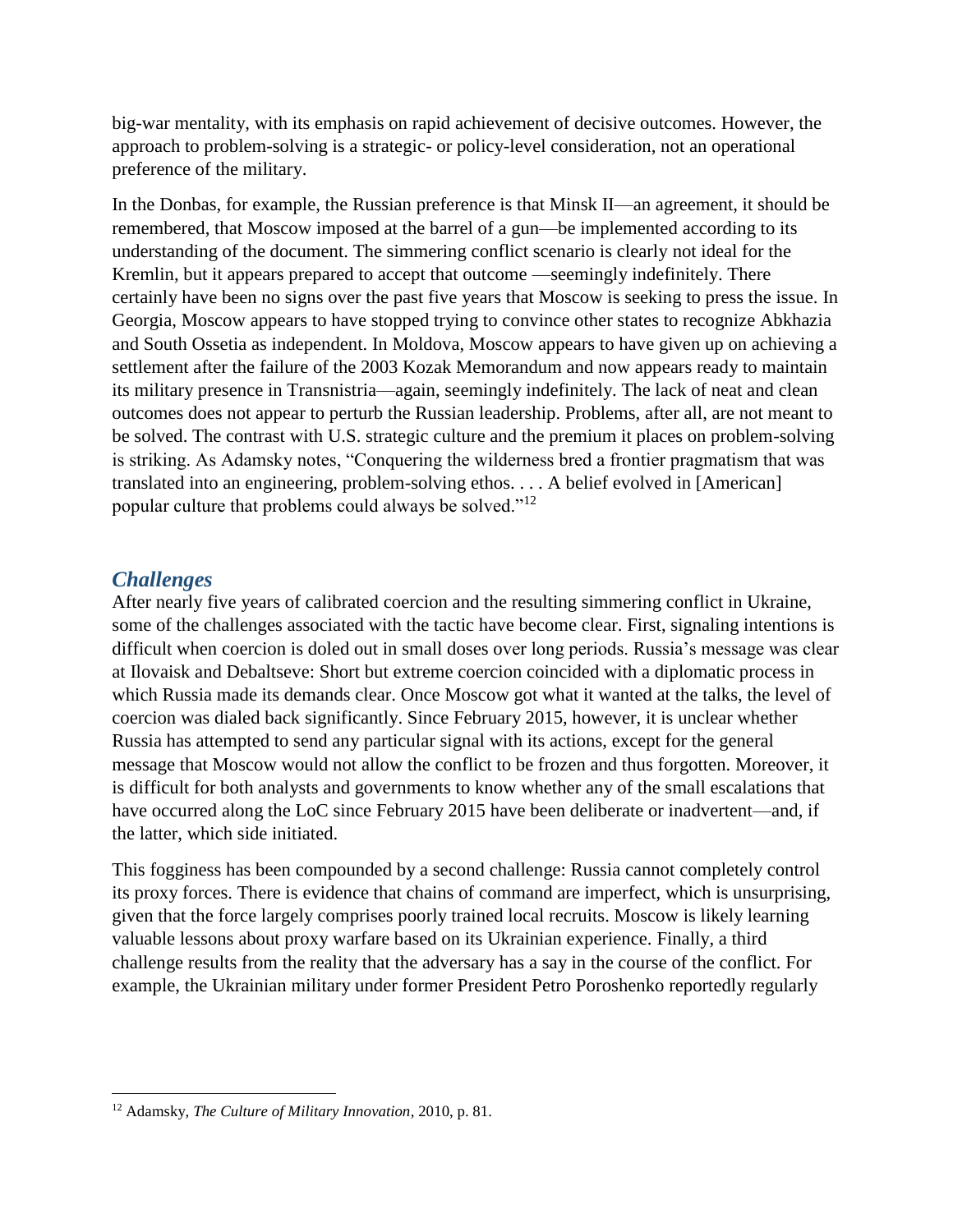big-war mentality, with its emphasis on rapid achievement of decisive outcomes. However, the approach to problem-solving is a strategic- or policy-level consideration, not an operational preference of the military.

In the Donbas, for example, the Russian preference is that Minsk II—an agreement, it should be remembered, that Moscow imposed at the barrel of a gun—be implemented according to its understanding of the document. The simmering conflict scenario is clearly not ideal for the Kremlin, but it appears prepared to accept that outcome —seemingly indefinitely. There certainly have been no signs over the past five years that Moscow is seeking to press the issue. In Georgia, Moscow appears to have stopped trying to convince other states to recognize Abkhazia and South Ossetia as independent. In Moldova, Moscow appears to have given up on achieving a settlement after the failure of the 2003 Kozak Memorandum and now appears ready to maintain its military presence in Transnistria—again, seemingly indefinitely. The lack of neat and clean outcomes does not appear to perturb the Russian leadership. Problems, after all, are not meant to be solved. The contrast with U.S. strategic culture and the premium it places on problem-solving is striking. As Adamsky notes, "Conquering the wilderness bred a frontier pragmatism that was translated into an engineering, problem-solving ethos. . . . A belief evolved in [American] popular culture that problems could always be solved."[12]

## *Challenges*

After nearly five years of calibrated coercion and the resulting simmering conflict in Ukraine, some of the challenges associated with the tactic have become clear. First, signaling intentions is difficult when coercion is doled out in small doses over long periods. Russia's message was clear at Ilovaisk and Debaltseve: Short but extreme coercion coincided with a diplomatic process in which Russia made its demands clear. Once Moscow got what it wanted at the talks, the level of coercion was dialed back significantly. Since February 2015, however, it is unclear whether Russia has attempted to send any particular signal with its actions, except for the general message that Moscow would not allow the conflict to be frozen and thus forgotten. Moreover, it is difficult for both analysts and governments to know whether any of the small escalations that have occurred along the LoC since February 2015 have been deliberate or inadvertent—and, if the latter, which side initiated.

This fogginess has been compounded by a second challenge: Russia cannot completely control its proxy forces. There is evidence that chains of command are imperfect, which is unsurprising, given that the force largely comprises poorly trained local recruits. Moscow is likely learning valuable lessons about proxy warfare based on its Ukrainian experience. Finally, a third challenge results from the reality that the adversary has a say in the course of the conflict. For example, the Ukrainian military under former President Petro Poroshenko reportedly regularly

[12] Adamsky, *The Culture of Military Innovation*, 2010, p. 81.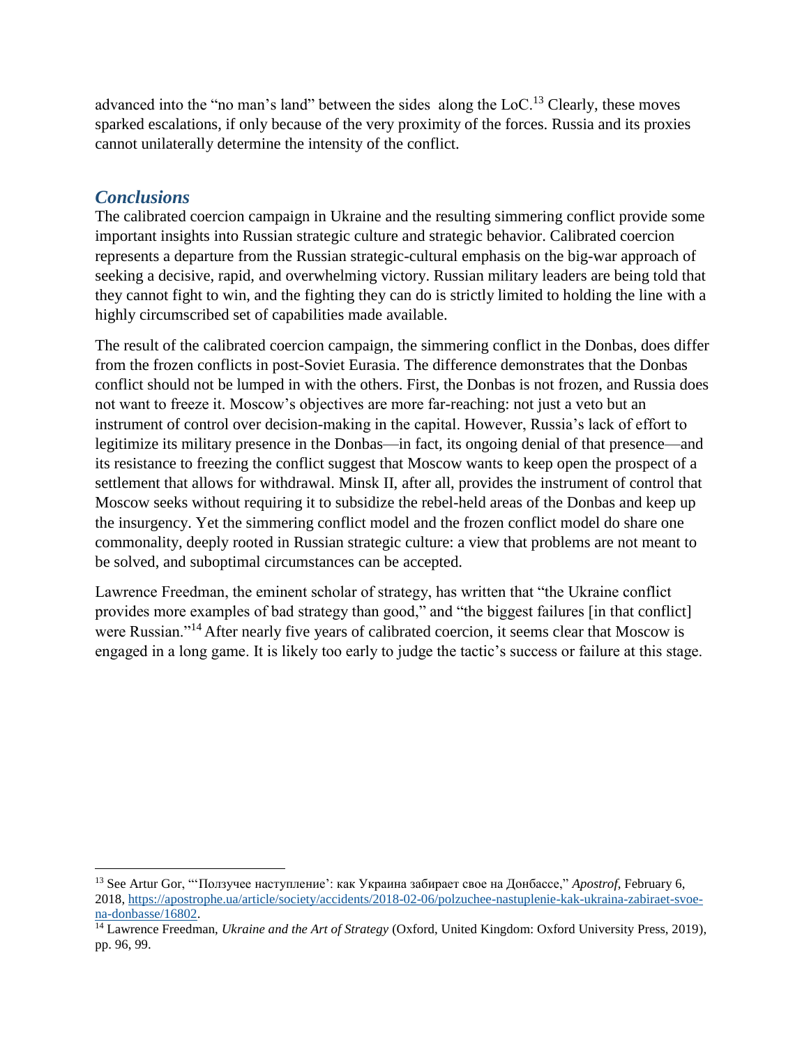advanced into the "no man's land" between the sides along the LoC.[13] Clearly, these moves sparked escalations, if only because of the very proximity of the forces. Russia and its proxies cannot unilaterally determine the intensity of the conflict.

## *Conclusions*

The calibrated coercion campaign in Ukraine and the resulting simmering conflict provide some important insights into Russian strategic culture and strategic behavior. Calibrated coercion represents a departure from the Russian strategic-cultural emphasis on the big-war approach of seeking a decisive, rapid, and overwhelming victory. Russian military leaders are being told that they cannot fight to win, and the fighting they can do is strictly limited to holding the line with a highly circumscribed set of capabilities made available.

The result of the calibrated coercion campaign, the simmering conflict in the Donbas, does differ from the frozen conflicts in post-Soviet Eurasia. The difference demonstrates that the Donbas conflict should not be lumped in with the others. First, the Donbas is not frozen, and Russia does not want to freeze it. Moscow's objectives are more far-reaching: not just a veto but an instrument of control over decision-making in the capital. However, Russia's lack of effort to legitimize its military presence in the Donbas—in fact, its ongoing denial of that presence—and its resistance to freezing the conflict suggest that Moscow wants to keep open the prospect of a settlement that allows for withdrawal. Minsk II, after all, provides the instrument of control that Moscow seeks without requiring it to subsidize the rebel-held areas of the Donbas and keep up the insurgency. Yet the simmering conflict model and the frozen conflict model do share one commonality, deeply rooted in Russian strategic culture: a view that problems are not meant to be solved, and suboptimal circumstances can be accepted.

Lawrence Freedman, the eminent scholar of strategy, has written that "the Ukraine conflict provides more examples of bad strategy than good," and "the biggest failures [in that conflict] were Russian."[14] After nearly five years of calibrated coercion, it seems clear that Moscow is engaged in a long game. It is likely too early to judge the tactic's success or failure at this stage.

---

[13] See Artur Gor, "'Ползучее наступление': как Украина забирает свое на Донбассе," *Apostrof*, February 6, 2018, https://apostrophe.ua/article/society/accidents/2018-02-06/polzuchee-nastuplenie-kak-ukraina-zabiraet-svoe-na-donbasse/16802.

[14] Lawrence Freedman, *Ukraine and the Art of Strategy* (Oxford, United Kingdom: Oxford University Press, 2019), pp. 96, 99.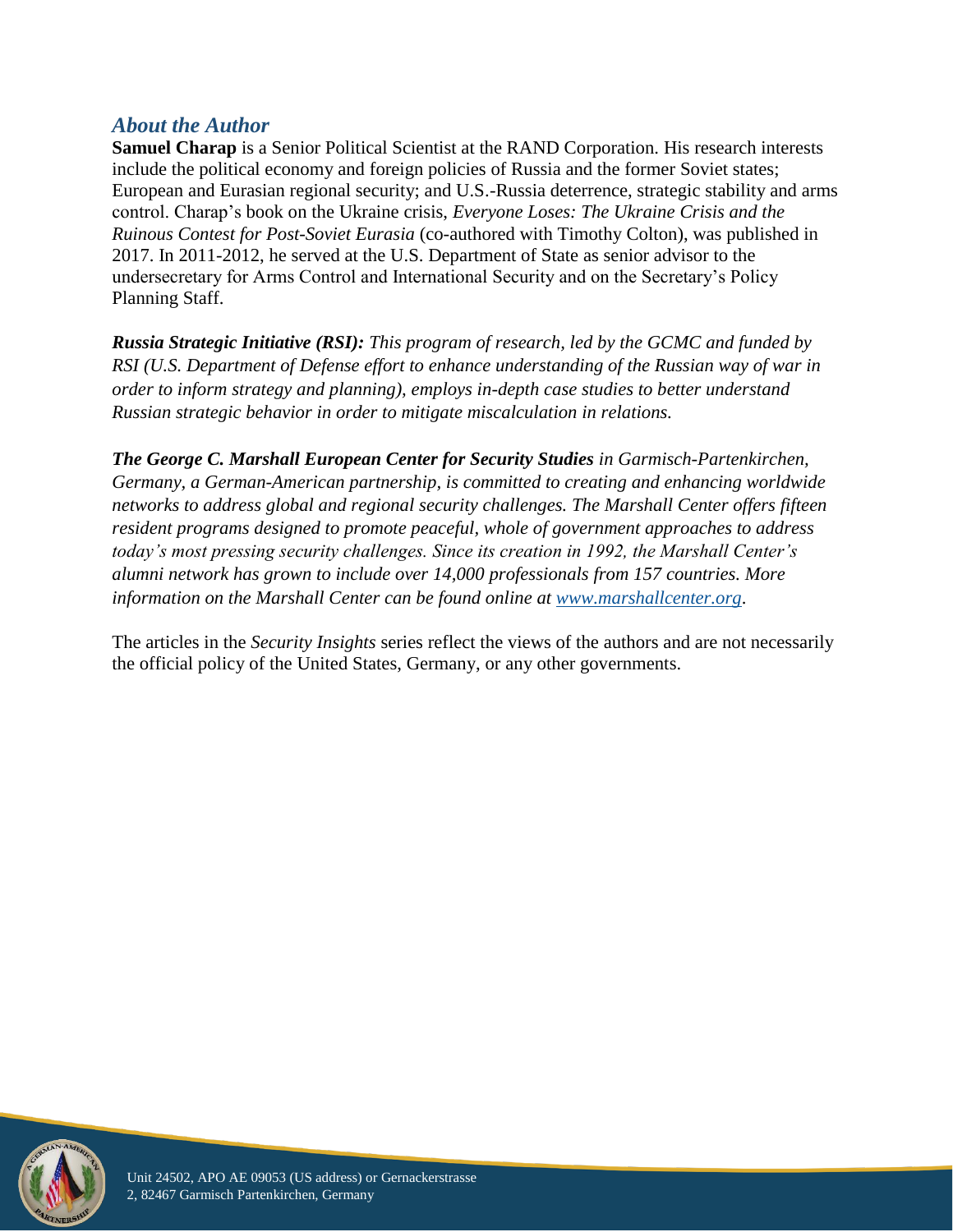## *About the Author*

**Samuel Charap** is a Senior Political Scientist at the RAND Corporation. His research interests include the political economy and foreign policies of Russia and the former Soviet states; European and Eurasian regional security; and U.S.-Russia deterrence, strategic stability and arms control. Charap's book on the Ukraine crisis, *Everyone Loses: The Ukraine Crisis and the Ruinous Contest for Post-Soviet Eurasia* (co-authored with Timothy Colton), was published in 2017. In 2011-2012, he served at the U.S. Department of State as senior advisor to the undersecretary for Arms Control and International Security and on the Secretary's Policy Planning Staff.

***Russia Strategic Initiative (RSI):*** *This program of research, led by the GCMC and funded by RSI (U.S. Department of Defense effort to enhance understanding of the Russian way of war in order to inform strategy and planning), employs in-depth case studies to better understand Russian strategic behavior in order to mitigate miscalculation in relations.*

***The George C. Marshall European Center for Security Studies*** *in Garmisch-Partenkirchen, Germany, a German-American partnership, is committed to creating and enhancing worldwide networks to address global and regional security challenges. The Marshall Center offers fifteen resident programs designed to promote peaceful, whole of government approaches to address today's most pressing security challenges. Since its creation in 1992, the Marshall Center's alumni network has grown to include over 14,000 professionals from 157 countries. More information on the Marshall Center can be found online at [www.marshallcenter.org](http://www.marshallcenter.org).*

The articles in the *Security Insights* series reflect the views of the authors and are not necessarily the official policy of the United States, Germany, or any other governments.

Unit 24502, APO AE 09053 (US address) or Gernackerstrasse 2, 82467 Garmisch Partenkirchen, Germany